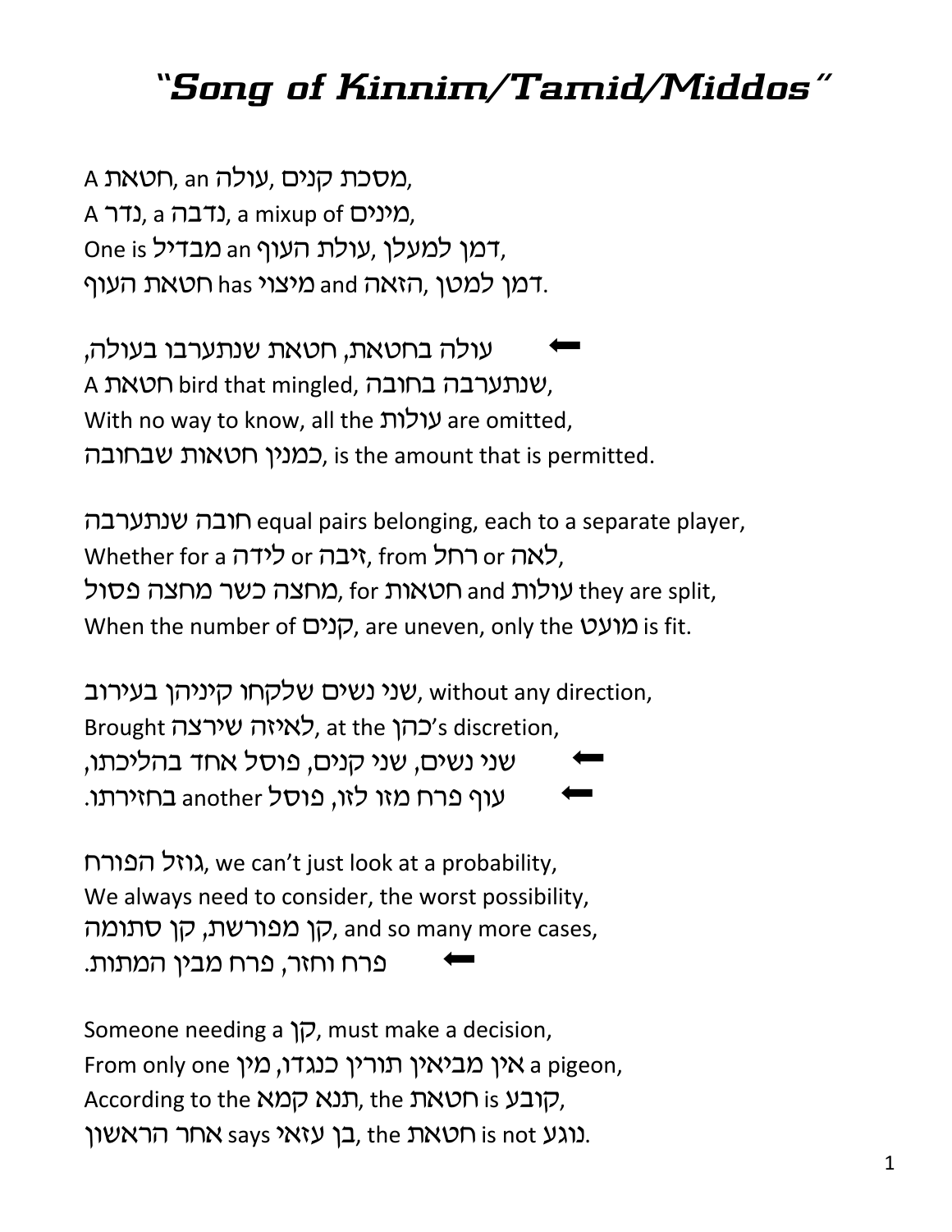// "Song of Kinnim/Tamid/Middos"

A חטאת, an עולה, מסכת קנים,
A נדר, a נדבה, a mixup of מינים,
One is מבדיל an עולת העוף, דמן למעלן,
חטאת העוף has מיצוי and הזאה, דמן למטן.

⬅ עולה בחטאת, חטאת שנתערבו בעולה,
A חטאת bird that mingled, שנתערבה בחובה,
With no way to know, all the עולות are omitted,
כמנין חטאות שבחובה, is the amount that is permitted.

חובה שנתערבה equal pairs belonging, each to a separate player,
Whether for a לידה or זיבה, from רחל or לאה,
מחצה כשר מחצה פסול, for חטאות and עולות they are split,
When the number of קנים, are uneven, only the מועט is fit.

שני נשים שלקחו קיניהן בעירוב, without any direction,
Brought לאיזה שירצה, at the כהן's discretion,
⬅ שני נשים, שני קנים, פוסל אחד בהליכתו,
⬅ עוף פרח מזו לזו, פוסל another בחזירתו.

גוזל הפורח, we can't just look at a probability,
We always need to consider, the worst possibility,
קן מפורשת, קן סתומה, and so many more cases,
⬅ פרח וחזר, פרח מבין המתות.

Someone needing a קן, must make a decision,
From only one אין מביאין תורין כנגדו, מין a pigeon,
According to the תנא קמא, the חטאת is קובע,
אחר הראשון says בן עזאי, the חטאת is not נוגע.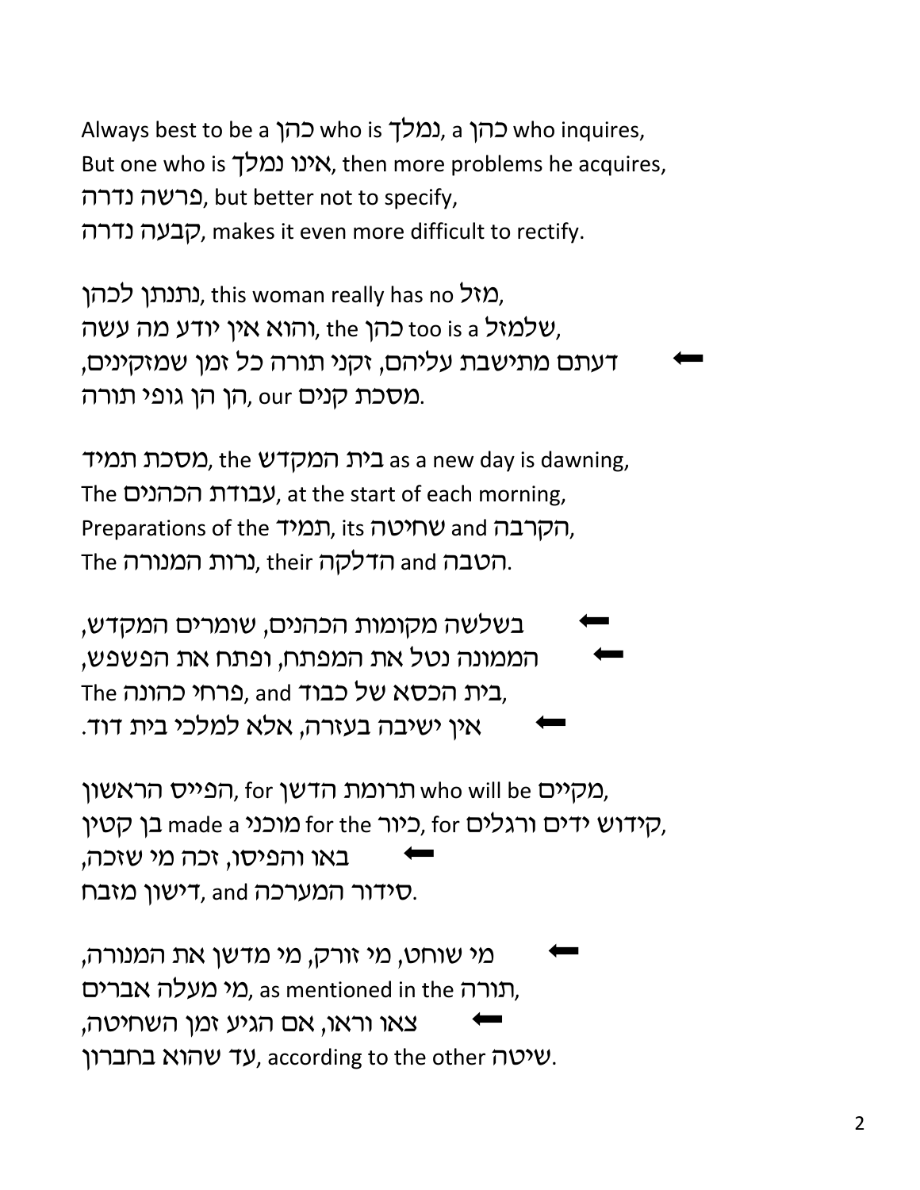Always best to be a כהן who is נמלך, a כהן who inquires,
But one who is אינו נמלך, then more problems he acquires,
פרשה נדרה, but better not to specify,
קבעה נדרה, makes it even more difficult to rectify.

נתנתן לכהן, this woman really has no מזל,
והוא אין יודע מה עשה, the כהן too is a שלמזל,
דעתם מתישבת עליהם, זקני תורה כל זמן שמזקינים, ⬅
הן הן גופי תורה, our מסכת קנים.

מסכת תמיד, the בית המקדש as a new day is dawning,
The עבודת הכהנים, at the start of each morning,
Preparations of the תמיד, its שחיטה and הקרבה,
The נרות המנורה, their הדלקה and הטבה.

⬅ בשלשה מקומות הכהנים, שומרים המקדש,
⬅ הממונה נטל את המפתח, ופתח את הפשפש,
The פרחי כהונה, and בית הכסא של כבוד,
⬅ אין ישיבה בעזרה, אלא למלכי בית דוד.

הפייס הראשון, for תרומת הדשן who will be מקיים,
בן קטין made a מוכני for the כיור, for קידוש ידים ורגלים,
⬅ באו והפיסו, זכה מי שזכה,
דישון מזבח, and סידור המערכה.

⬅ מי שוחט, מי זורק, מי מדשן את המנורה,
מי מעלה אברים, as mentioned in the תורה,
⬅ צאו וראו, אם הגיע זמן השחיטה,
עד שהוא בחברון, according to the other שיטה.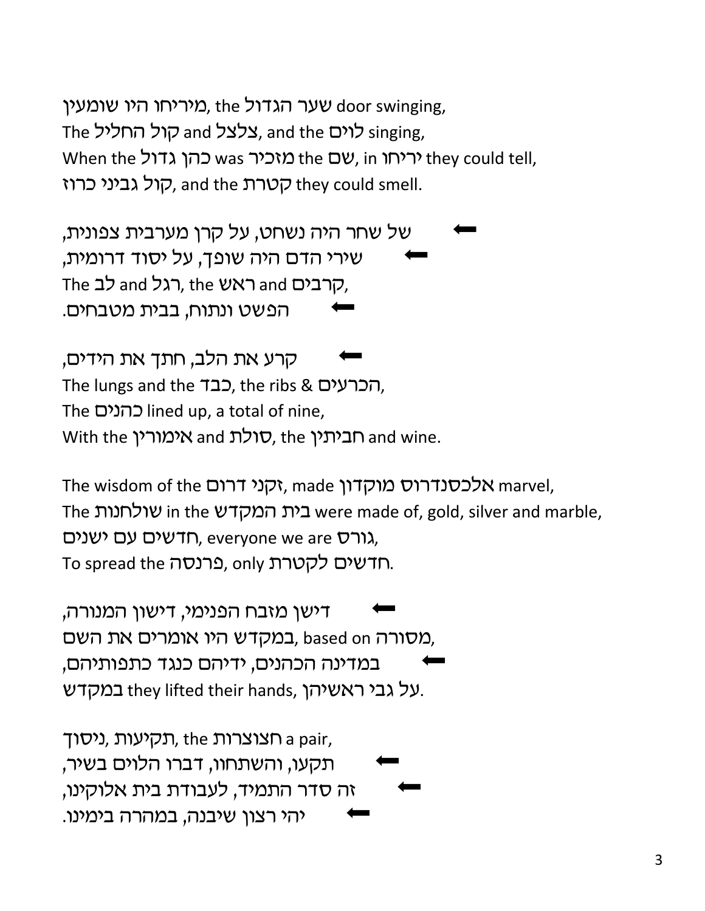מיריחו היו שומעין, the שער הגדול door swinging,
The קול החליל and צלצל, and the לוים singing,
When the כהן גדול was מזכיר the שם, in יריחו they could tell,
קול גביני כרוז, and the קטרת they could smell.

⬅ של שחר היה נשחט, על קרן מערבית צפונית,
⬅ שירי הדם היה שופך, על יסוד דרומית,
The לב and רגל, the ראש and קרבים,
⬅ הפשט ונתוח, בבית מטבחים.

⬅ קרע את הלב, חתך את הידים,
The lungs and the כבד, the ribs & הכרעים,
The כהנים lined up, a total of nine,
With the אימורין and סולת, the חביתין and wine.

The wisdom of the זקני דרום, made אלכסנדרוס מוקדון marvel,
The שולחנות in the בית המקדש were made of, gold, silver and marble,
חדשים עם ישנים, everyone we are גורס,
To spread the פרנסה, only חדשים לקטרת.

⬅ דישן מזבח הפנימי, דישון המנורה,
במקדש היו אומרים את השם, based on מסורה,
⬅ במדינה הכהנים, ידיהם כנגד כתפותיהם,
במקדש they lifted their hands, על גבי ראשיהן.

ניסוך, תקיעות, the חצוצרות a pair,
⬅ תקעו, והשתחוו, דברו הלוים בשיר,
⬅ זה סדר התמיד, לעבודת בית אלוקינו,
⬅ יהי רצון שיבנה, במהרה בימינו.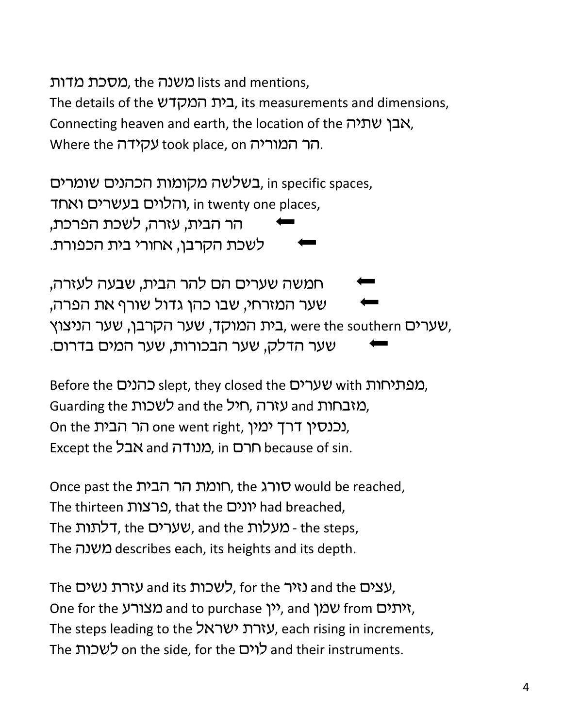מסכת מדות, the משנה lists and mentions,
The details of the בית המקדש, its measurements and dimensions,
Connecting heaven and earth, the location of the אבן שתיה,
Where the עקידה took place, on הר המוריה.

בשלשה מקומות הכהנים שומרים, in specific spaces,
והלוים בעשרים ואחד, in twenty one places,
⬅ הר הבית, עזרה, לשכת הפרכת,
⬅ לשכת הקרבן, אחורי בית הכפורת.

⬅ חמשה שערים הם להר הבית, שבעה לעזרה,
⬅ שער המזרחי, שבו כהן גדול שורף את הפרה,
בית המוקד, שער הקרבן, שער הניצוץ, were the southern שערים,
⬅ שער הדלק, שער הבכורות, שער המים בדרום.

Before the כהנים slept, they closed the שערים with מפתיחות,
Guarding the לשכות and the חיל, עזרה and מזבחות,
On the הר הבית one went right, נכנסין דרך ימין,
Except the אבל and מנודה, in חרם because of sin.

Once past the חומת הר הבית, the סורג would be reached,
The thirteen פרצות, that the יונים had breached,
The דלתות, the שערים, and the מעלות - the steps,
The משנה describes each, its heights and its depth.

The עזרת נשים and its לשכות, for the נזיר and the עצים,
One for the מצורע and to purchase יין, and שמן from זיתים,
The steps leading to the עזרת ישראל, each rising in increments,
The לשכות on the side, for the לוים and their instruments.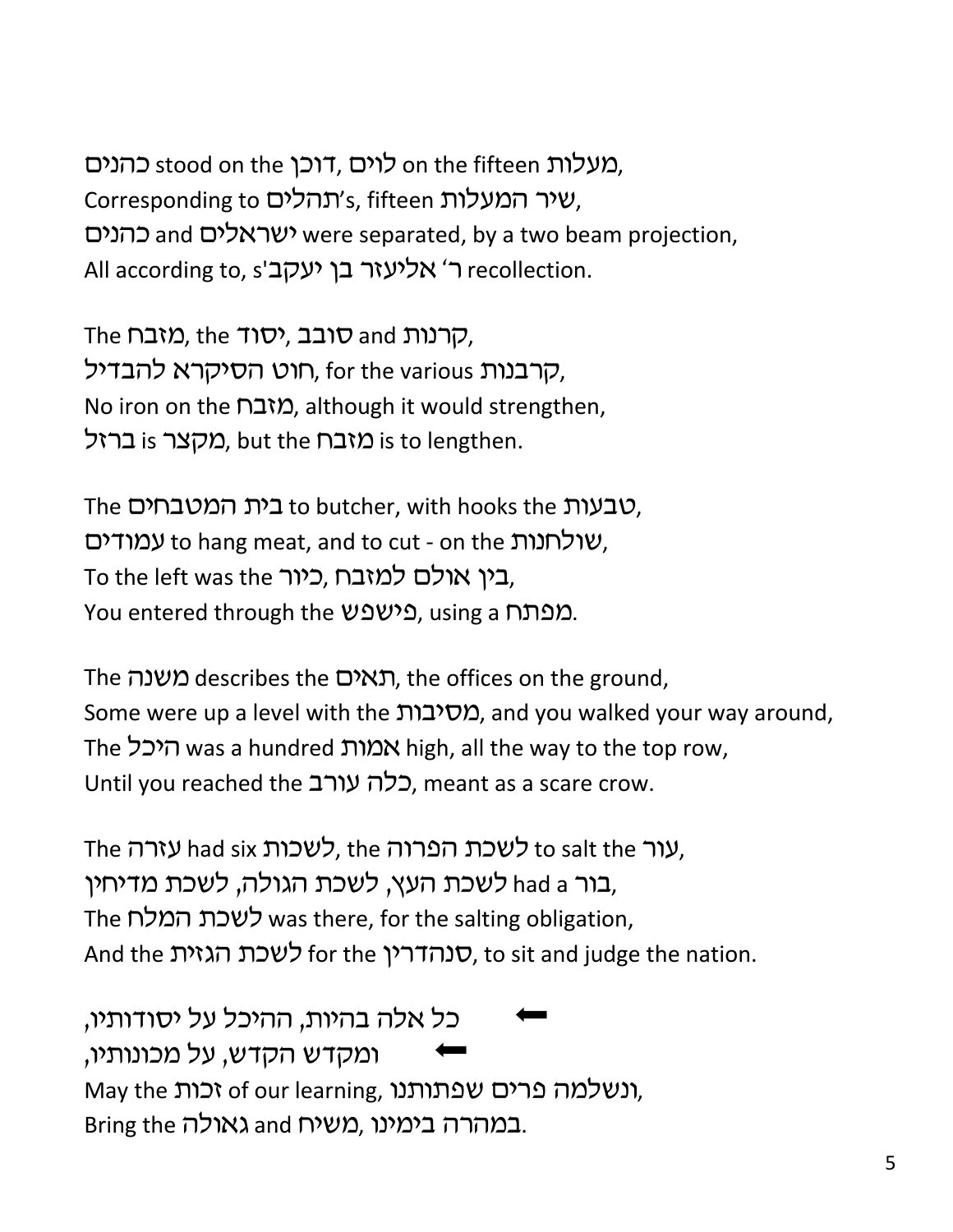כהנים stood on the דוכן ,לוים on the fifteen מעלות,
Corresponding to תהלים's, fifteen שיר המעלות,
כהנים and ישראלים were separated, by a two beam projection,
All according to, ר' אליעזר בן יעקב's recollection.

The מזבח, the סובב ,יסוד and קרנות,
חוט הסיקרא להבדיל, for the various קרבנות,
No iron on the מזבח, although it would strengthen,
ברזל is מקצר, but the מזבח is to lengthen.

The בית המטבחים to butcher, with hooks the טבעות,
עמודים to hang meat, and to cut - on the שולחנות,
To the left was the כיור, בין אולם למזבח,
You entered through the פישפש, using a מפתח.

The משנה describes the תאים, the offices on the ground,
Some were up a level with the מסיבות, and you walked your way around,
The היכל was a hundred אמות high, all the way to the top row,
Until you reached the כלה עורב, meant as a scare crow.

The עזרה had six לשכות, the לשכת הפרוה to salt the עור,
לשכת העץ, לשכת הגולה, לשכת מדיחין had a בור,
The לשכת המלח was there, for the salting obligation,
And the לשכת הגזית for the סנהדרין, to sit and judge the nation.

⬅ כל אלה בהיות, ההיכל על יסודותיו,
⬅ ומקדש הקדש, על מכונותיו,
May the זכות of our learning, ונשלמה פרים שפתותנו,
Bring the גאולה and משיח, במהרה בימינו.